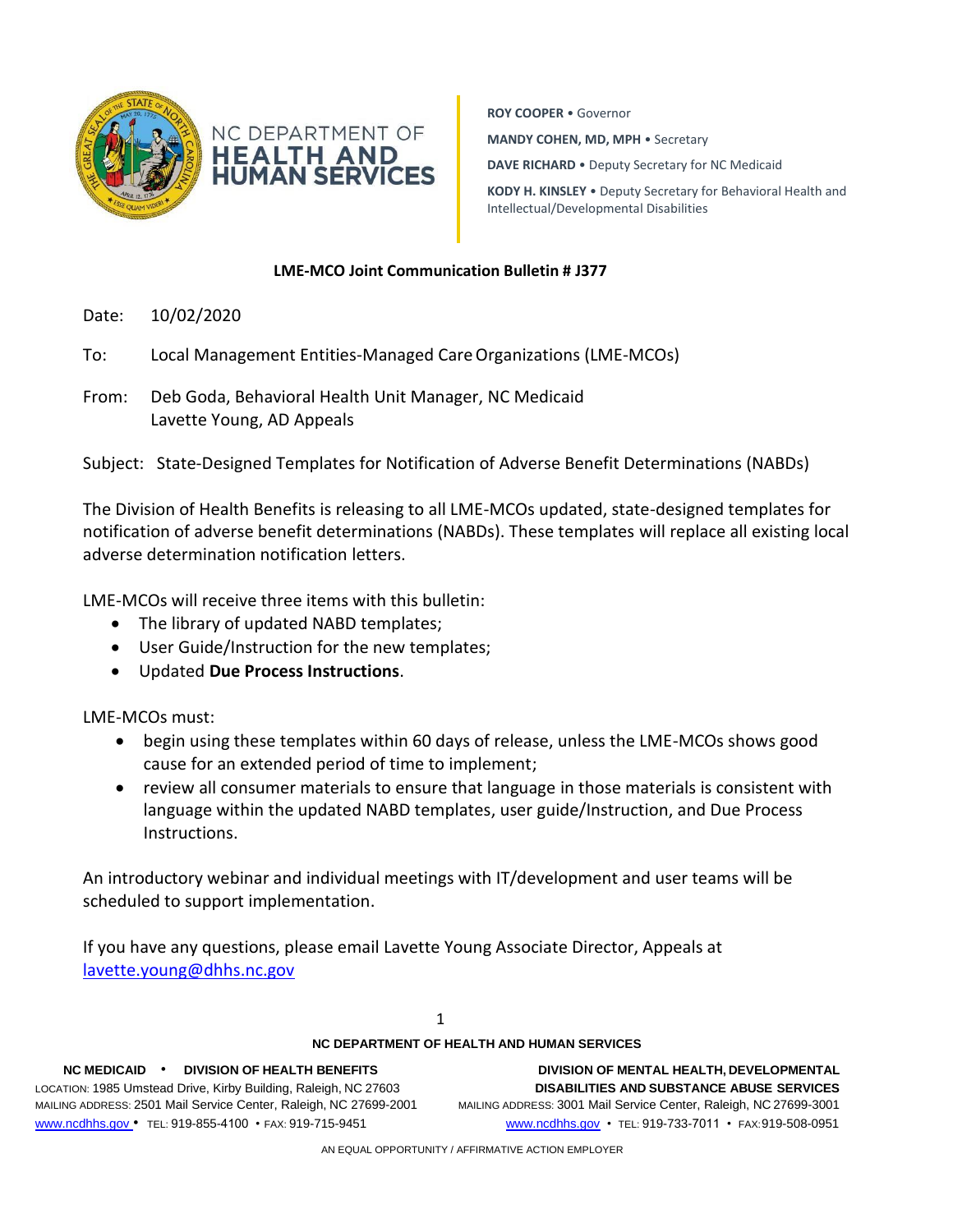NC DEPARTMENT OF HEALTH AND HUMAN SERVICES

**ROY COOPER** • Governor

**MANDY COHEN, MD, MPH** • Secretary

**DAVE RICHARD** • Deputy Secretary for NC Medicaid

**KODY H. KINSLEY** • Deputy Secretary for Behavioral Health and Intellectual/Developmental Disabilities

**LME-MCO Joint Communication Bulletin # J377**

Date: 10/02/2020

To: Local Management Entities-Managed Care Organizations (LME-MCOs)

From: Deb Goda, Behavioral Health Unit Manager, NC Medicaid
Lavette Young, AD Appeals

Subject: State-Designed Templates for Notification of Adverse Benefit Determinations (NABDs)

The Division of Health Benefits is releasing to all LME-MCOs updated, state-designed templates for notification of adverse benefit determinations (NABDs). These templates will replace all existing local adverse determination notification letters.

LME-MCOs will receive three items with this bulletin:

- The library of updated NABD templates;
- User Guide/Instruction for the new templates;
- Updated **Due Process Instructions**.

LME-MCOs must:

- begin using these templates within 60 days of release, unless the LME-MCOs shows good cause for an extended period of time to implement;
- review all consumer materials to ensure that language in those materials is consistent with language within the updated NABD templates, user guide/Instruction, and Due Process Instructions.

An introductory webinar and individual meetings with IT/development and user teams will be scheduled to support implementation.

If you have any questions, please email Lavette Young Associate Director, Appeals at [lavette.young@dhhs.nc.gov](mailto:lavette.young@dhhs.nc.gov)

**NC DEPARTMENT OF HEALTH AND HUMAN SERVICES**

**NC MEDICAID** • **DIVISION OF HEALTH BENEFITS**
LOCATION: 1985 Umstead Drive, Kirby Building, Raleigh, NC 27603
MAILING ADDRESS: 2501 Mail Service Center, Raleigh, NC 27699-2001
www.ncdhhs.gov • TEL: 919-855-4100 • FAX: 919-715-9451

**DIVISION OF MENTAL HEALTH, DEVELOPMENTAL DISABILITIES AND SUBSTANCE ABUSE SERVICES**
MAILING ADDRESS: 3001 Mail Service Center, Raleigh, NC 27699-3001
www.ncdhhs.gov • TEL: 919-733-7011 • FAX: 919-508-0951

AN EQUAL OPPORTUNITY / AFFIRMATIVE ACTION EMPLOYER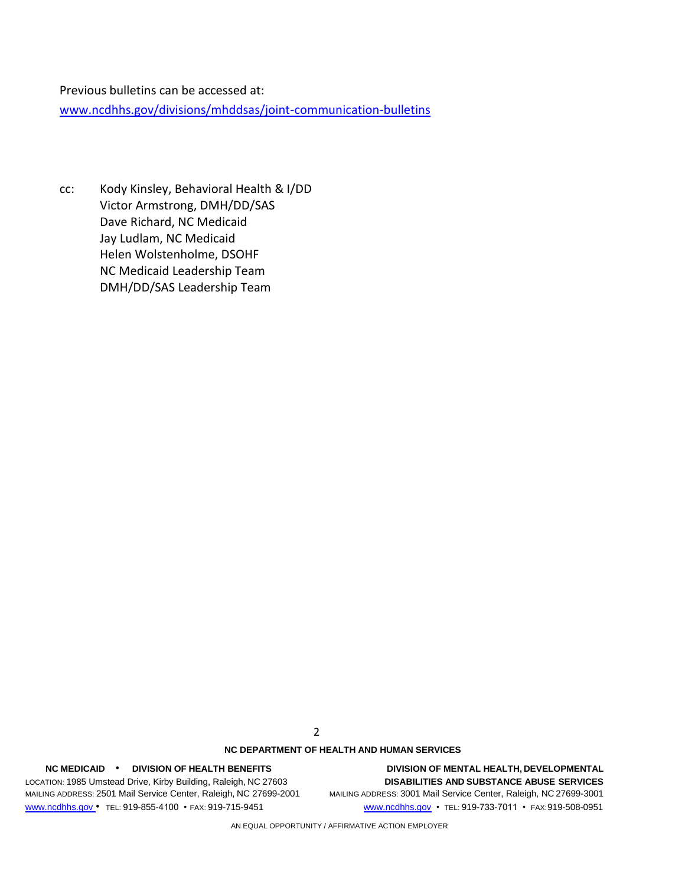Previous bulletins can be accessed at:
[www.ncdhhs.gov/divisions/mhddsas/joint-communication-bulletins](www.ncdhhs.gov/divisions/mhddsas/joint-communication-bulletins)

cc: Kody Kinsley, Behavioral Health & I/DD
Victor Armstrong, DMH/DD/SAS
Dave Richard, NC Medicaid
Jay Ludlam, NC Medicaid
Helen Wolstenholme, DSOHF
NC Medicaid Leadership Team
DMH/DD/SAS Leadership Team